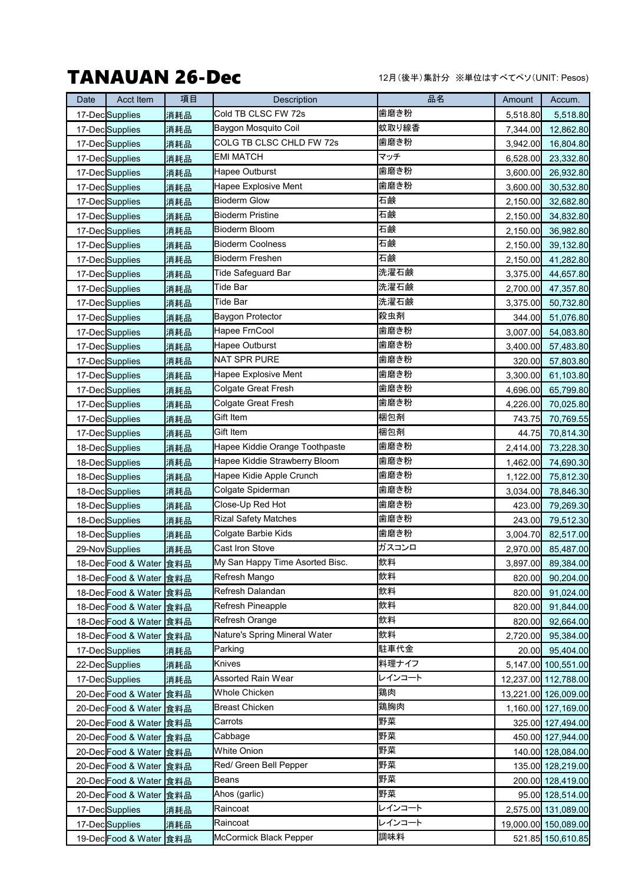# TANAUAN 26-Dec

12月(後半)集計分 ※単位はすべてペソ(UNIT: Pesos)

| Date | Acct Item | 項目 | Description | 品名 | Amount | Accum. |
|---|---|---|---|---|---|---|
| 17-Dec | Supplies | 消耗品 | Cold TB CLSC FW 72s | 歯磨き粉 | 5,518.80 | 5,518.80 |
| 17-Dec | Supplies | 消耗品 | Baygon Mosquito Coil | 蚊取り線香 | 7,344.00 | 12,862.80 |
| 17-Dec | Supplies | 消耗品 | COLG TB CLSC CHLD FW 72s | 歯磨き粉 | 3,942.00 | 16,804.80 |
| 17-Dec | Supplies | 消耗品 | EMI MATCH | マッチ | 6,528.00 | 23,332.80 |
| 17-Dec | Supplies | 消耗品 | Hapee Outburst | 歯磨き粉 | 3,600.00 | 26,932.80 |
| 17-Dec | Supplies | 消耗品 | Hapee Explosive Ment | 歯磨き粉 | 3,600.00 | 30,532.80 |
| 17-Dec | Supplies | 消耗品 | Bioderm Glow | 石鹸 | 2,150.00 | 32,682.80 |
| 17-Dec | Supplies | 消耗品 | Bioderm Pristine | 石鹸 | 2,150.00 | 34,832.80 |
| 17-Dec | Supplies | 消耗品 | Bioderm Bloom | 石鹸 | 2,150.00 | 36,982.80 |
| 17-Dec | Supplies | 消耗品 | Bioderm Coolness | 石鹸 | 2,150.00 | 39,132.80 |
| 17-Dec | Supplies | 消耗品 | Bioderm Freshen | 石鹸 | 2,150.00 | 41,282.80 |
| 17-Dec | Supplies | 消耗品 | Tide Safeguard Bar | 洗濯石鹸 | 3,375.00 | 44,657.80 |
| 17-Dec | Supplies | 消耗品 | Tide Bar | 洗濯石鹸 | 2,700.00 | 47,357.80 |
| 17-Dec | Supplies | 消耗品 | Tide Bar | 洗濯石鹸 | 3,375.00 | 50,732.80 |
| 17-Dec | Supplies | 消耗品 | Baygon Protector | 殺虫剤 | 344.00 | 51,076.80 |
| 17-Dec | Supplies | 消耗品 | Hapee FrnCool | 歯磨き粉 | 3,007.00 | 54,083.80 |
| 17-Dec | Supplies | 消耗品 | Hapee Outburst | 歯磨き粉 | 3,400.00 | 57,483.80 |
| 17-Dec | Supplies | 消耗品 | NAT SPR PURE | 歯磨き粉 | 320.00 | 57,803.80 |
| 17-Dec | Supplies | 消耗品 | Hapee Explosive Ment | 歯磨き粉 | 3,300.00 | 61,103.80 |
| 17-Dec | Supplies | 消耗品 | Colgate Great Fresh | 歯磨き粉 | 4,696.00 | 65,799.80 |
| 17-Dec | Supplies | 消耗品 | Colgate Great Fresh | 歯磨き粉 | 4,226.00 | 70,025.80 |
| 17-Dec | Supplies | 消耗品 | Gift Item | 梱包剤 | 743.75 | 70,769.55 |
| 17-Dec | Supplies | 消耗品 | Gift Item | 梱包剤 | 44.75 | 70,814.30 |
| 18-Dec | Supplies | 消耗品 | Hapee Kiddie Orange Toothpaste | 歯磨き粉 | 2,414.00 | 73,228.30 |
| 18-Dec | Supplies | 消耗品 | Hapee Kiddie Strawberry Bloom | 歯磨き粉 | 1,462.00 | 74,690.30 |
| 18-Dec | Supplies | 消耗品 | Hapee Kidie Apple Crunch | 歯磨き粉 | 1,122.00 | 75,812.30 |
| 18-Dec | Supplies | 消耗品 | Colgate Spiderman | 歯磨き粉 | 3,034.00 | 78,846.30 |
| 18-Dec | Supplies | 消耗品 | Close-Up Red Hot | 歯磨き粉 | 423.00 | 79,269.30 |
| 18-Dec | Supplies | 消耗品 | Rizal Safety Matches | 歯磨き粉 | 243.00 | 79,512.30 |
| 18-Dec | Supplies | 消耗品 | Colgate Barbie Kids | 歯磨き粉 | 3,004.70 | 82,517.00 |
| 29-Nov | Supplies | 消耗品 | Cast Iron Stove | ガスコンロ | 2,970.00 | 85,487.00 |
| 18-Dec | Food & Water | 食料品 | My San Happy Time Asorted Bisc. | 飲料 | 3,897.00 | 89,384.00 |
| 18-Dec | Food & Water | 食料品 | Refresh Mango | 飲料 | 820.00 | 90,204.00 |
| 18-Dec | Food & Water | 食料品 | Refresh Dalandan | 飲料 | 820.00 | 91,024.00 |
| 18-Dec | Food & Water | 食料品 | Refresh Pineapple | 飲料 | 820.00 | 91,844.00 |
| 18-Dec | Food & Water | 食料品 | Refresh Orange | 飲料 | 820.00 | 92,664.00 |
| 18-Dec | Food & Water | 食料品 | Nature's Spring Mineral Water | 飲料 | 2,720.00 | 95,384.00 |
| 17-Dec | Supplies | 消耗品 | Parking | 駐車代金 | 20.00 | 95,404.00 |
| 22-Dec | Supplies | 消耗品 | Knives | 料理ナイフ | 5,147.00 | 100,551.00 |
| 17-Dec | Supplies | 消耗品 | Assorted Rain Wear | レインコート | 12,237.00 | 112,788.00 |
| 20-Dec | Food & Water | 食料品 | Whole Chicken | 鶏肉 | 13,221.00 | 126,009.00 |
| 20-Dec | Food & Water | 食料品 | Breast Chicken | 鶏胸肉 | 1,160.00 | 127,169.00 |
| 20-Dec | Food & Water | 食料品 | Carrots | 野菜 | 325.00 | 127,494.00 |
| 20-Dec | Food & Water | 食料品 | Cabbage | 野菜 | 450.00 | 127,944.00 |
| 20-Dec | Food & Water | 食料品 | White Onion | 野菜 | 140.00 | 128,084.00 |
| 20-Dec | Food & Water | 食料品 | Red/ Green Bell Pepper | 野菜 | 135.00 | 128,219.00 |
| 20-Dec | Food & Water | 食料品 | Beans | 野菜 | 200.00 | 128,419.00 |
| 20-Dec | Food & Water | 食料品 | Ahos (garlic) | 野菜 | 95.00 | 128,514.00 |
| 17-Dec | Supplies | 消耗品 | Raincoat | レインコート | 2,575.00 | 131,089.00 |
| 17-Dec | Supplies | 消耗品 | Raincoat | レインコート | 19,000.00 | 150,089.00 |
| 19-Dec | Food & Water | 食料品 | McCormick Black Pepper | 調味料 | 521.85 | 150,610.85 |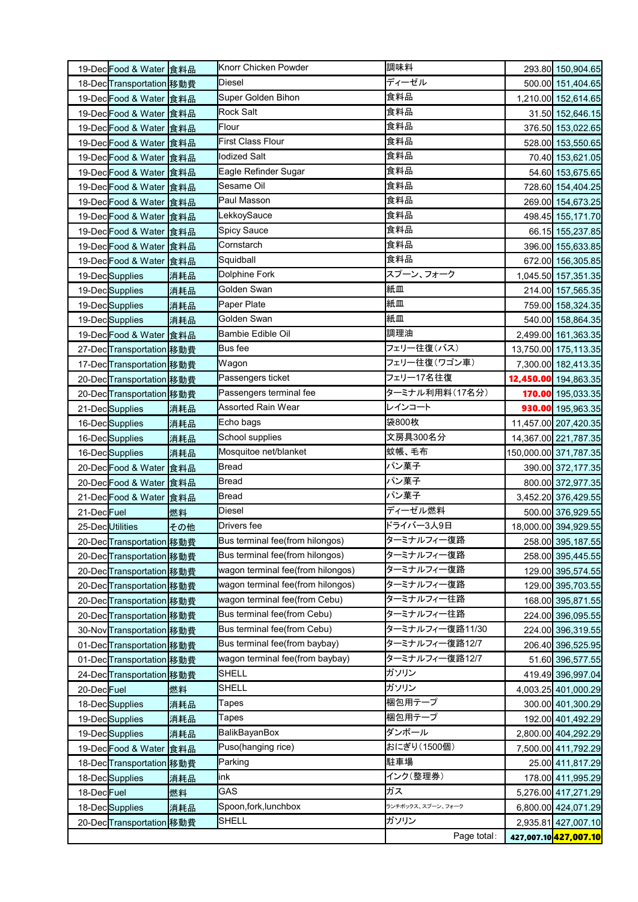| | | | | | | |
|---|---|---|---|---|---|---|
| 19-Dec | Food & Water | 食料品 | Knorr Chicken Powder | 調味料 | 293.80 | 150,904.65 |
| 18-Dec | Transportation | 移動費 | Diesel | ディーゼル | 500.00 | 151,404.65 |
| 19-Dec | Food & Water | 食料品 | Super Golden Bihon | 食料品 | 1,210.00 | 152,614.65 |
| 19-Dec | Food & Water | 食料品 | Rock Salt | 食料品 | 31.50 | 152,646.15 |
| 19-Dec | Food & Water | 食料品 | Flour | 食料品 | 376.50 | 153,022.65 |
| 19-Dec | Food & Water | 食料品 | First Class Flour | 食料品 | 528.00 | 153,550.65 |
| 19-Dec | Food & Water | 食料品 | Iodized Salt | 食料品 | 70.40 | 153,621.05 |
| 19-Dec | Food & Water | 食料品 | Eagle Refinder Sugar | 食料品 | 54.60 | 153,675.65 |
| 19-Dec | Food & Water | 食料品 | Sesame Oil | 食料品 | 728.60 | 154,404.25 |
| 19-Dec | Food & Water | 食料品 | Paul Masson | 食料品 | 269.00 | 154,673.25 |
| 19-Dec | Food & Water | 食料品 | LekkoySauce | 食料品 | 498.45 | 155,171.70 |
| 19-Dec | Food & Water | 食料品 | Spicy Sauce | 食料品 | 66.15 | 155,237.85 |
| 19-Dec | Food & Water | 食料品 | Cornstarch | 食料品 | 396.00 | 155,633.85 |
| 19-Dec | Food & Water | 食料品 | Squidball | 食料品 | 672.00 | 156,305.85 |
| 19-Dec | Supplies | 消耗品 | Dolphine Fork | スプーン、フォーク | 1,045.50 | 157,351.35 |
| 19-Dec | Supplies | 消耗品 | Golden Swan | 紙皿 | 214.00 | 157,565.35 |
| 19-Dec | Supplies | 消耗品 | Paper Plate | 紙皿 | 759.00 | 158,324.35 |
| 19-Dec | Supplies | 消耗品 | Golden Swan | 紙皿 | 540.00 | 158,864.35 |
| 19-Dec | Food & Water | 食料品 | Bambie Edible Oil | 調理油 | 2,499.00 | 161,363.35 |
| 27-Dec | Transportation | 移動費 | Bus fee | フェリー往復(バス) | 13,750.00 | 175,113.35 |
| 17-Dec | Transportation | 移動費 | Wagon | フェリー往復(ワゴン車) | 7,300.00 | 182,413.35 |
| 20-Dec | Transportation | 移動費 | Passengers ticket | フェリー17名往復 | **12,450.00** | 194,863.35 |
| 20-Dec | Transportation | 移動費 | Passengers terminal fee | ターミナル利用料(17名分) | **170.00** | 195,033.35 |
| 21-Dec | Supplies | 消耗品 | Assorted Rain Wear | レインコート | **930.00** | 195,963.35 |
| 16-Dec | Supplies | 消耗品 | Echo bags | 袋800枚 | 11,457.00 | 207,420.35 |
| 16-Dec | Supplies | 消耗品 | School supplies | 文房具300名分 | 14,367.00 | 221,787.35 |
| 16-Dec | Supplies | 消耗品 | Mosquitoe net/blanket | 蚊帳、毛布 | 150,000.00 | 371,787.35 |
| 20-Dec | Food & Water | 食料品 | Bread | パン菓子 | 390.00 | 372,177.35 |
| 20-Dec | Food & Water | 食料品 | Bread | パン菓子 | 800.00 | 372,977.35 |
| 21-Dec | Food & Water | 食料品 | Bread | パン菓子 | 3,452.20 | 376,429.55 |
| 21-Dec | Fuel | 燃料 | Diesel | ディーゼル燃料 | 500.00 | 376,929.55 |
| 25-Dec | Utilities | その他 | Drivers fee | ドライバー3人9日 | 18,000.00 | 394,929.55 |
| 20-Dec | Transportation | 移動費 | Bus terminal fee(from hilongos) | ターミナルフィー復路 | 258.00 | 395,187.55 |
| 20-Dec | Transportation | 移動費 | Bus terminal fee(from hilongos) | ターミナルフィー復路 | 258.00 | 395,445.55 |
| 20-Dec | Transportation | 移動費 | wagon terminal fee(from hilongos) | ターミナルフィー復路 | 129.00 | 395,574.55 |
| 20-Dec | Transportation | 移動費 | wagon terminal fee(from hilongos) | ターミナルフィー復路 | 129.00 | 395,703.55 |
| 20-Dec | Transportation | 移動費 | wagon terminal fee(from Cebu) | ターミナルフィー往路 | 168.00 | 395,871.55 |
| 20-Dec | Transportation | 移動費 | Bus terminal fee(from Cebu) | ターミナルフィー往路 | 224.00 | 396,095.55 |
| 30-Nov | Transportation | 移動費 | Bus terminal fee(from Cebu) | ターミナルフィー復路11/30 | 224.00 | 396,319.55 |
| 01-Dec | Transportation | 移動費 | Bus terminal fee(from baybay) | ターミナルフィー復路12/7 | 206.40 | 396,525.95 |
| 01-Dec | Transportation | 移動費 | wagon terminal fee(from baybay) | ターミナルフィー復路12/7 | 51.60 | 396,577.55 |
| 24-Dec | Transportation | 移動費 | SHELL | ガソリン | 419.49 | 396,997.04 |
| 20-Dec | Fuel | 燃料 | SHELL | ガソリン | 4,003.25 | 401,000.29 |
| 18-Dec | Supplies | 消耗品 | Tapes | 梱包用テープ | 300.00 | 401,300.29 |
| 19-Dec | Supplies | 消耗品 | Tapes | 梱包用テープ | 192.00 | 401,492.29 |
| 19-Dec | Supplies | 消耗品 | BalikBayanBox | ダンボール | 2,800.00 | 404,292.29 |
| 19-Dec | Food & Water | 食料品 | Puso(hanging rice) | おにぎり(1500個) | 7,500.00 | 411,792.29 |
| 18-Dec | Transportation | 移動費 | Parking | 駐車場 | 25.00 | 411,817.29 |
| 18-Dec | Supplies | 消耗品 | ink | インク(整理券) | 178.00 | 411,995.29 |
| 18-Dec | Fuel | 燃料 | GAS | ガス | 5,276.00 | 417,271.29 |
| 18-Dec | Supplies | 消耗品 | Spoon,fork,lunchbox | ランチボックス、スプーン、フォーク | 6,800.00 | 424,071.29 |
| 20-Dec | Transportation | 移動費 | SHELL | ガソリン | 2,935.81 | 427,007.10 |
| | | | | Page total: | **427,007.10** | **427,007.10** |